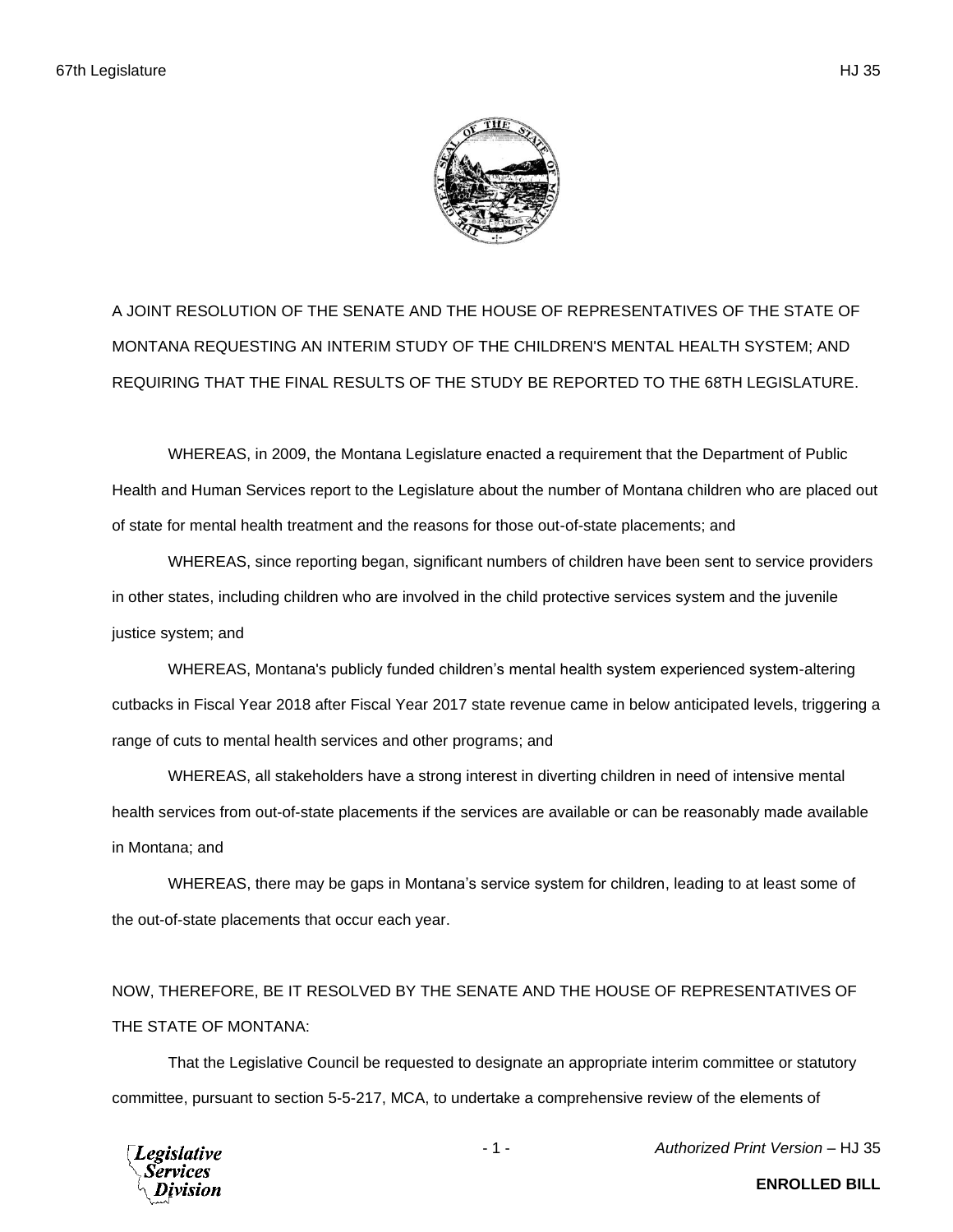A JOINT RESOLUTION OF THE SENATE AND THE HOUSE OF REPRESENTATIVES OF THE STATE OF MONTANA REQUESTING AN INTERIM STUDY OF THE CHILDREN'S MENTAL HEALTH SYSTEM; AND REQUIRING THAT THE FINAL RESULTS OF THE STUDY BE REPORTED TO THE 68TH LEGISLATURE.

WHEREAS, in 2009, the Montana Legislature enacted a requirement that the Department of Public Health and Human Services report to the Legislature about the number of Montana children who are placed out of state for mental health treatment and the reasons for those out-of-state placements; and

WHEREAS, since reporting began, significant numbers of children have been sent to service providers in other states, including children who are involved in the child protective services system and the juvenile justice system; and

WHEREAS, Montana's publicly funded children's mental health system experienced system-altering cutbacks in Fiscal Year 2018 after Fiscal Year 2017 state revenue came in below anticipated levels, triggering a range of cuts to mental health services and other programs; and

WHEREAS, all stakeholders have a strong interest in diverting children in need of intensive mental health services from out-of-state placements if the services are available or can be reasonably made available in Montana; and

WHEREAS, there may be gaps in Montana's service system for children, leading to at least some of the out-of-state placements that occur each year.

NOW, THEREFORE, BE IT RESOLVED BY THE SENATE AND THE HOUSE OF REPRESENTATIVES OF THE STATE OF MONTANA:

That the Legislative Council be requested to designate an appropriate interim committee or statutory committee, pursuant to section 5-5-217, MCA, to undertake a comprehensive review of the elements of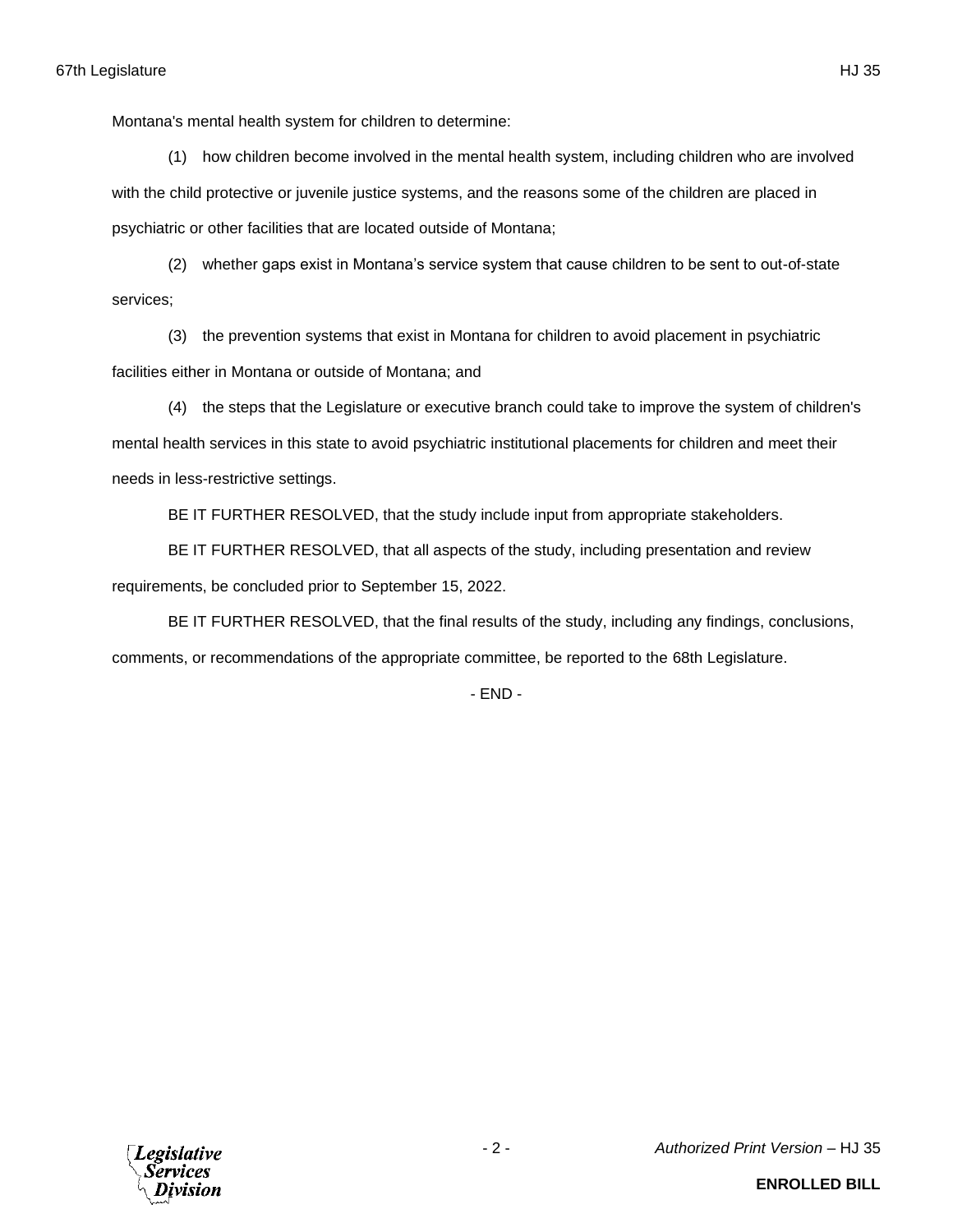Montana's mental health system for children to determine:

(1) how children become involved in the mental health system, including children who are involved with the child protective or juvenile justice systems, and the reasons some of the children are placed in psychiatric or other facilities that are located outside of Montana;

(2) whether gaps exist in Montana's service system that cause children to be sent to out-of-state services;

(3) the prevention systems that exist in Montana for children to avoid placement in psychiatric facilities either in Montana or outside of Montana; and

(4) the steps that the Legislature or executive branch could take to improve the system of children's mental health services in this state to avoid psychiatric institutional placements for children and meet their needs in less-restrictive settings.

BE IT FURTHER RESOLVED, that the study include input from appropriate stakeholders.

BE IT FURTHER RESOLVED, that all aspects of the study, including presentation and review requirements, be concluded prior to September 15, 2022.

BE IT FURTHER RESOLVED, that the final results of the study, including any findings, conclusions, comments, or recommendations of the appropriate committee, be reported to the 68th Legislature.

- END -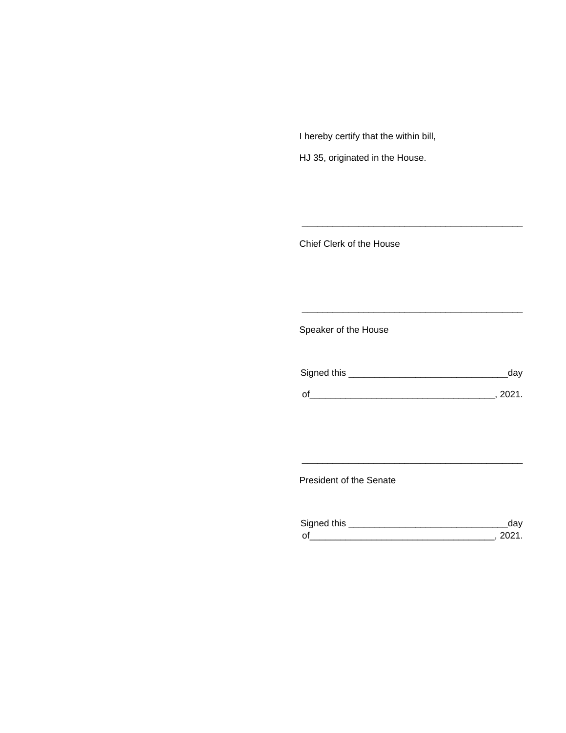I hereby certify that the within bill,

HJ 35, originated in the House.

\_\_\_\_\_\_\_\_\_\_\_\_\_\_\_\_\_\_\_\_\_\_\_\_\_\_\_\_\_\_\_\_\_\_\_\_\_\_\_\_\_\_\_

Chief Clerk of the House

\_\_\_\_\_\_\_\_\_\_\_\_\_\_\_\_\_\_\_\_\_\_\_\_\_\_\_\_\_\_\_\_\_\_\_\_\_\_\_\_\_\_\_

Speaker of the House

Signed this \_\_\_\_\_\_\_\_\_\_\_\_\_\_\_\_\_\_\_\_\_\_\_\_\_\_\_\_\_\_\_day

of\_\_\_\_\_\_\_\_\_\_\_\_\_\_\_\_\_\_\_\_\_\_\_\_\_\_\_\_\_\_\_\_\_\_\_, 2021.

\_\_\_\_\_\_\_\_\_\_\_\_\_\_\_\_\_\_\_\_\_\_\_\_\_\_\_\_\_\_\_\_\_\_\_\_\_\_\_\_\_\_\_

President of the Senate

Signed this \_\_\_\_\_\_\_\_\_\_\_\_\_\_\_\_\_\_\_\_\_\_\_\_\_\_\_\_\_\_\_day
of\_\_\_\_\_\_\_\_\_\_\_\_\_\_\_\_\_\_\_\_\_\_\_\_\_\_\_\_\_\_\_\_\_\_\_, 2021.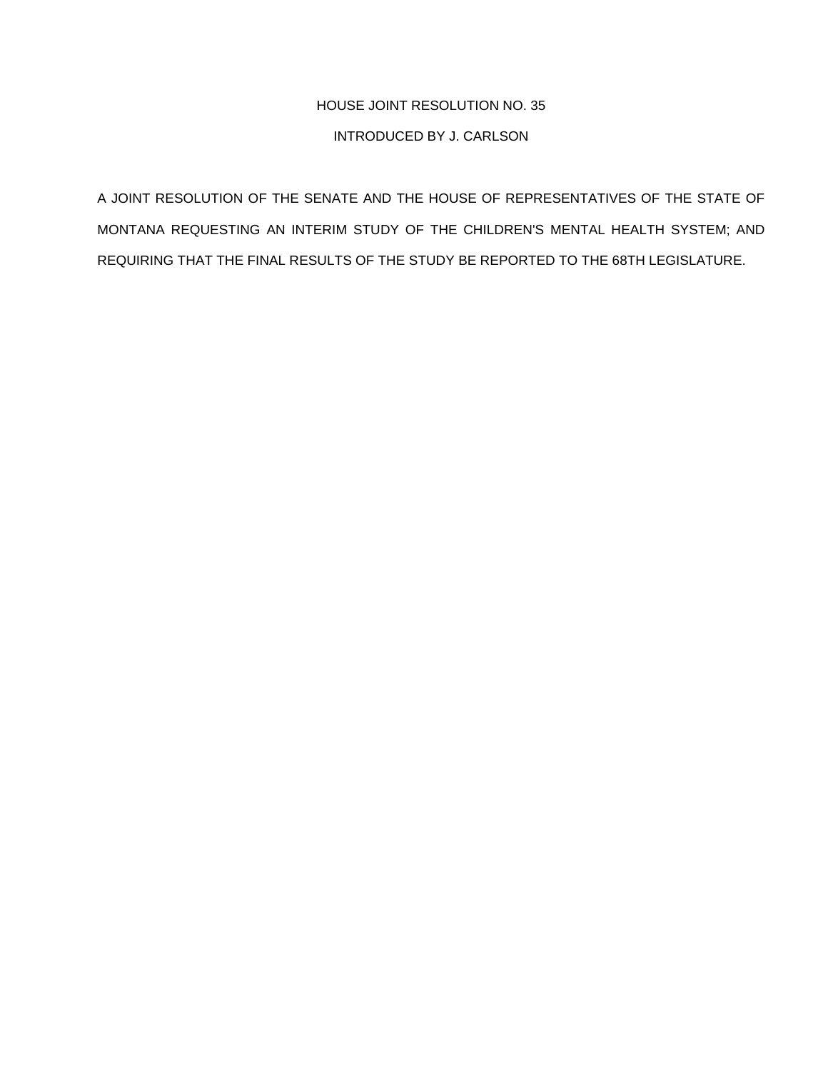HOUSE JOINT RESOLUTION NO. 35

INTRODUCED BY J. CARLSON

A JOINT RESOLUTION OF THE SENATE AND THE HOUSE OF REPRESENTATIVES OF THE STATE OF MONTANA REQUESTING AN INTERIM STUDY OF THE CHILDREN'S MENTAL HEALTH SYSTEM; AND REQUIRING THAT THE FINAL RESULTS OF THE STUDY BE REPORTED TO THE 68TH LEGISLATURE.